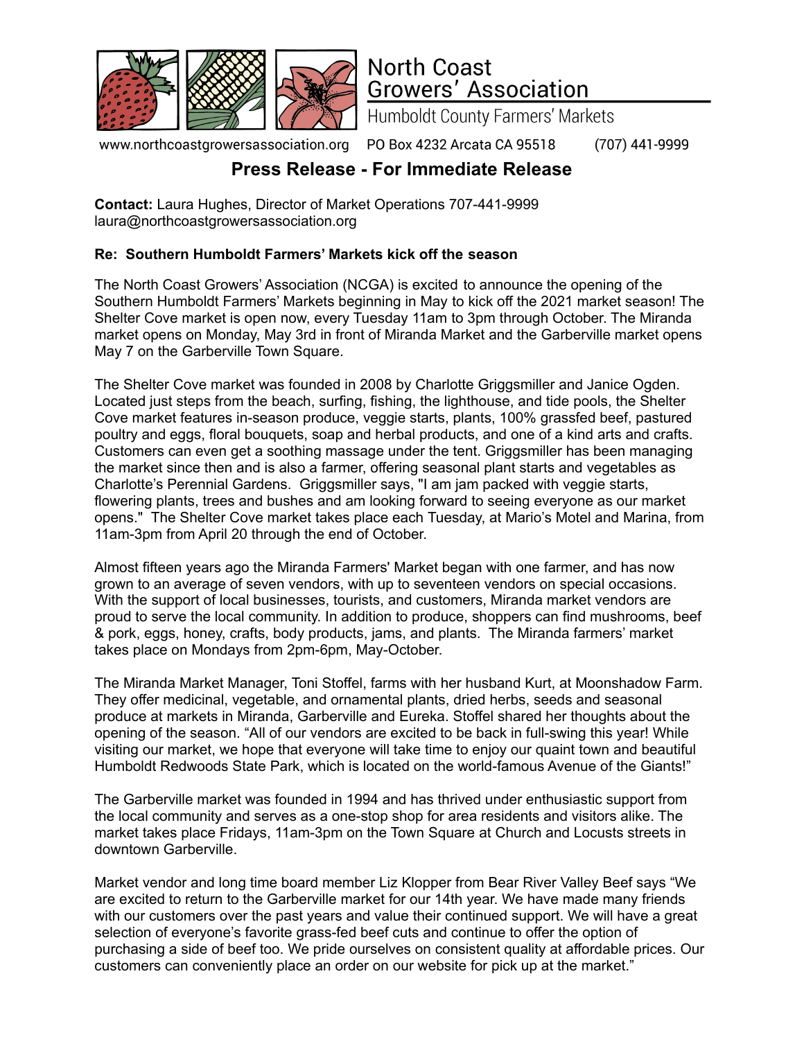# North Coast Growers' Association

Humboldt County Farmers' Markets

www.northcoastgrowersassociation.org PO Box 4232 Arcata CA 95518 (707) 441-9999

## Press Release - For Immediate Release

**Contact:** Laura Hughes, Director of Market Operations 707-441-9999
laura@northcoastgrowersassociation.org

**Re: Southern Humboldt Farmers' Markets kick off the season**

The North Coast Growers' Association (NCGA) is excited to announce the opening of the Southern Humboldt Farmers' Markets beginning in May to kick off the 2021 market season! The Shelter Cove market is open now, every Tuesday 11am to 3pm through October. The Miranda market opens on Monday, May 3rd in front of Miranda Market and the Garberville market opens May 7 on the Garberville Town Square.

The Shelter Cove market was founded in 2008 by Charlotte Griggsmiller and Janice Ogden. Located just steps from the beach, surfing, fishing, the lighthouse, and tide pools, the Shelter Cove market features in-season produce, veggie starts, plants, 100% grassfed beef, pastured poultry and eggs, floral bouquets, soap and herbal products, and one of a kind arts and crafts. Customers can even get a soothing massage under the tent. Griggsmiller has been managing the market since then and is also a farmer, offering seasonal plant starts and vegetables as Charlotte's Perennial Gardens. Griggsmiller says, "I am jam packed with veggie starts, flowering plants, trees and bushes and am looking forward to seeing everyone as our market opens." The Shelter Cove market takes place each Tuesday, at Mario's Motel and Marina, from 11am-3pm from April 20 through the end of October.

Almost fifteen years ago the Miranda Farmers' Market began with one farmer, and has now grown to an average of seven vendors, with up to seventeen vendors on special occasions. With the support of local businesses, tourists, and customers, Miranda market vendors are proud to serve the local community. In addition to produce, shoppers can find mushrooms, beef & pork, eggs, honey, crafts, body products, jams, and plants. The Miranda farmers' market takes place on Mondays from 2pm-6pm, May-October.

The Miranda Market Manager, Toni Stoffel, farms with her husband Kurt, at Moonshadow Farm. They offer medicinal, vegetable, and ornamental plants, dried herbs, seeds and seasonal produce at markets in Miranda, Garberville and Eureka. Stoffel shared her thoughts about the opening of the season. "All of our vendors are excited to be back in full-swing this year! While visiting our market, we hope that everyone will take time to enjoy our quaint town and beautiful Humboldt Redwoods State Park, which is located on the world-famous Avenue of the Giants!"

The Garberville market was founded in 1994 and has thrived under enthusiastic support from the local community and serves as a one-stop shop for area residents and visitors alike. The market takes place Fridays, 11am-3pm on the Town Square at Church and Locusts streets in downtown Garberville.

Market vendor and long time board member Liz Klopper from Bear River Valley Beef says "We are excited to return to the Garberville market for our 14th year. We have made many friends with our customers over the past years and value their continued support. We will have a great selection of everyone's favorite grass-fed beef cuts and continue to offer the option of purchasing a side of beef too. We pride ourselves on consistent quality at affordable prices. Our customers can conveniently place an order on our website for pick up at the market."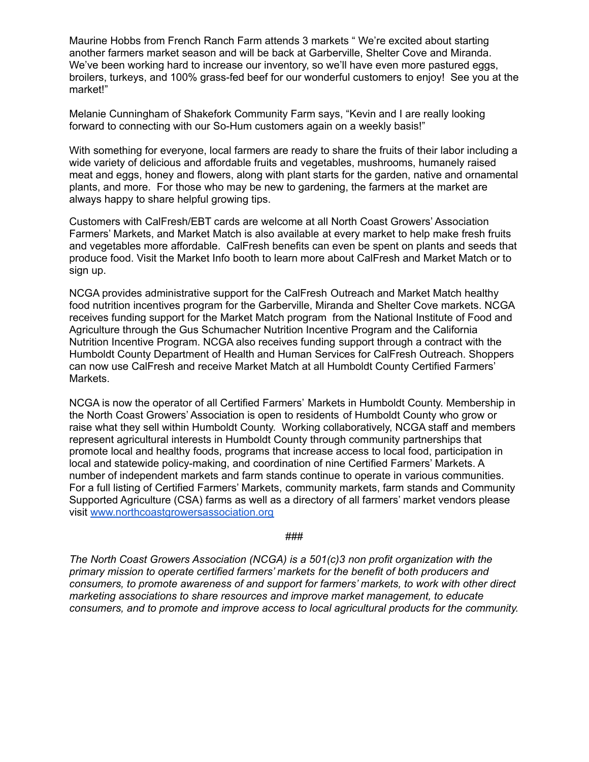Maurine Hobbs from French Ranch Farm attends 3 markets " We're excited about starting another farmers market season and will be back at Garberville, Shelter Cove and Miranda. We've been working hard to increase our inventory, so we'll have even more pastured eggs, broilers, turkeys, and 100% grass-fed beef for our wonderful customers to enjoy! See you at the market!"

Melanie Cunningham of Shakefork Community Farm says, "Kevin and I are really looking forward to connecting with our So-Hum customers again on a weekly basis!"

With something for everyone, local farmers are ready to share the fruits of their labor including a wide variety of delicious and affordable fruits and vegetables, mushrooms, humanely raised meat and eggs, honey and flowers, along with plant starts for the garden, native and ornamental plants, and more. For those who may be new to gardening, the farmers at the market are always happy to share helpful growing tips.

Customers with CalFresh/EBT cards are welcome at all North Coast Growers' Association Farmers' Markets, and Market Match is also available at every market to help make fresh fruits and vegetables more affordable. CalFresh benefits can even be spent on plants and seeds that produce food. Visit the Market Info booth to learn more about CalFresh and Market Match or to sign up.

NCGA provides administrative support for the CalFresh Outreach and Market Match healthy food nutrition incentives program for the Garberville, Miranda and Shelter Cove markets. NCGA receives funding support for the Market Match program from the National Institute of Food and Agriculture through the Gus Schumacher Nutrition Incentive Program and the California Nutrition Incentive Program. NCGA also receives funding support through a contract with the Humboldt County Department of Health and Human Services for CalFresh Outreach. Shoppers can now use CalFresh and receive Market Match at all Humboldt County Certified Farmers' Markets.

NCGA is now the operator of all Certified Farmers' Markets in Humboldt County. Membership in the North Coast Growers' Association is open to residents of Humboldt County who grow or raise what they sell within Humboldt County. Working collaboratively, NCGA staff and members represent agricultural interests in Humboldt County through community partnerships that promote local and healthy foods, programs that increase access to local food, participation in local and statewide policy-making, and coordination of nine Certified Farmers' Markets. A number of independent markets and farm stands continue to operate in various communities. For a full listing of Certified Farmers' Markets, community markets, farm stands and Community Supported Agriculture (CSA) farms as well as a directory of all farmers' market vendors please visit [www.northcoastgrowersassociation.org](http://www.northcoastgrowersassociation.org)

###

*The North Coast Growers Association (NCGA) is a 501(c)3 non profit organization with the primary mission to operate certified farmers' markets for the benefit of both producers and consumers, to promote awareness of and support for farmers' markets, to work with other direct marketing associations to share resources and improve market management, to educate consumers, and to promote and improve access to local agricultural products for the community.*